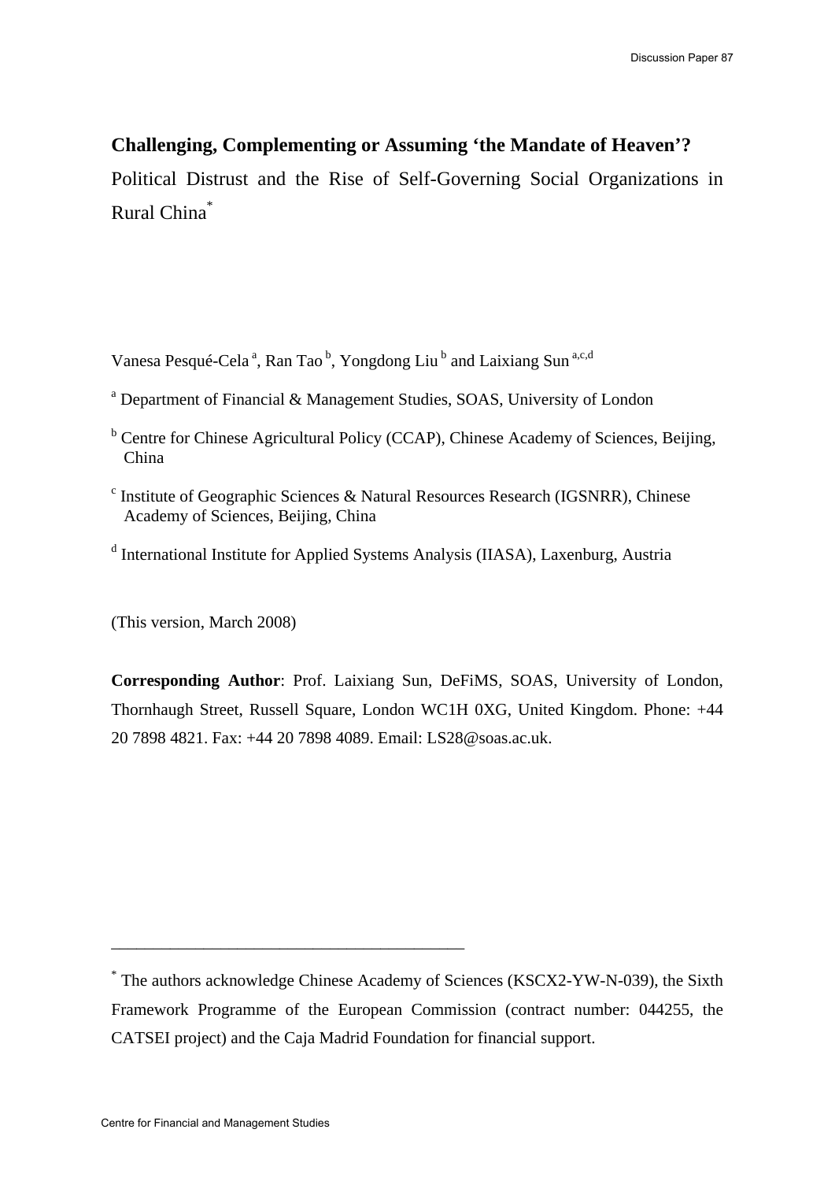# Challenging, Complementing or Assuming 'the Mandate of Heaven'?

Political Distrust and the Rise of Self-Governing Social Organizations in Rural China[*]

Vanesa Pesqué-Cela[a], Ran Tao[b], Yongdong Liu[b] and Laixiang Sun[a,c,d]

[a] Department of Financial & Management Studies, SOAS, University of London

[b] Centre for Chinese Agricultural Policy (CCAP), Chinese Academy of Sciences, Beijing, China

[c] Institute of Geographic Sciences & Natural Resources Research (IGSNRR), Chinese Academy of Sciences, Beijing, China

[d] International Institute for Applied Systems Analysis (IIASA), Laxenburg, Austria

(This version, March 2008)

**Corresponding Author**: Prof. Laixiang Sun, DeFiMS, SOAS, University of London, Thornhaugh Street, Russell Square, London WC1H 0XG, United Kingdom. Phone: +44 20 7898 4821. Fax: +44 20 7898 4089. Email: LS28@soas.ac.uk.

---

[*] The authors acknowledge Chinese Academy of Sciences (KSCX2-YW-N-039), the Sixth Framework Programme of the European Commission (contract number: 044255, the CATSEI project) and the Caja Madrid Foundation for financial support.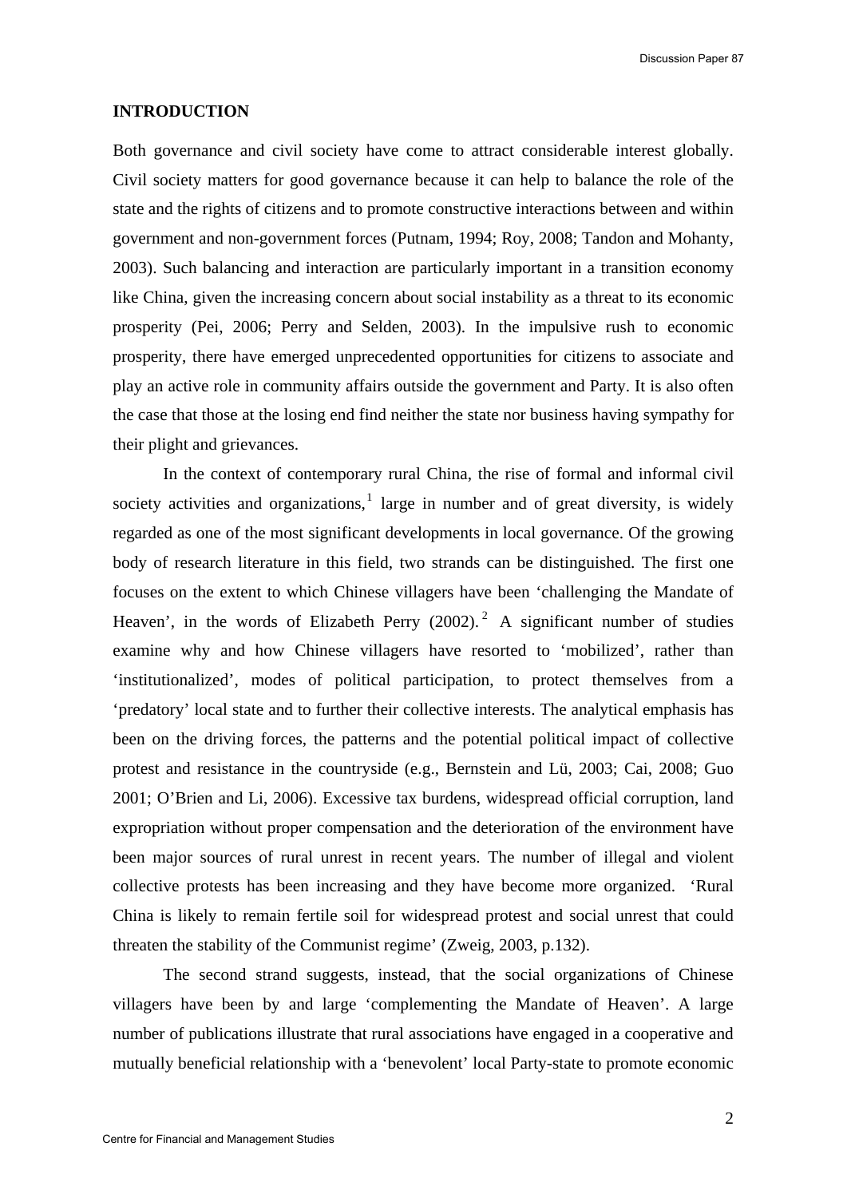## INTRODUCTION

Both governance and civil society have come to attract considerable interest globally. Civil society matters for good governance because it can help to balance the role of the state and the rights of citizens and to promote constructive interactions between and within government and non-government forces (Putnam, 1994; Roy, 2008; Tandon and Mohanty, 2003). Such balancing and interaction are particularly important in a transition economy like China, given the increasing concern about social instability as a threat to its economic prosperity (Pei, 2006; Perry and Selden, 2003). In the impulsive rush to economic prosperity, there have emerged unprecedented opportunities for citizens to associate and play an active role in community affairs outside the government and Party. It is also often the case that those at the losing end find neither the state nor business having sympathy for their plight and grievances.

In the context of contemporary rural China, the rise of formal and informal civil society activities and organizations,[1] large in number and of great diversity, is widely regarded as one of the most significant developments in local governance. Of the growing body of research literature in this field, two strands can be distinguished. The first one focuses on the extent to which Chinese villagers have been 'challenging the Mandate of Heaven', in the words of Elizabeth Perry (2002).[2] A significant number of studies examine why and how Chinese villagers have resorted to 'mobilized', rather than 'institutionalized', modes of political participation, to protect themselves from a 'predatory' local state and to further their collective interests. The analytical emphasis has been on the driving forces, the patterns and the potential political impact of collective protest and resistance in the countryside (e.g., Bernstein and Lü, 2003; Cai, 2008; Guo 2001; O'Brien and Li, 2006). Excessive tax burdens, widespread official corruption, land expropriation without proper compensation and the deterioration of the environment have been major sources of rural unrest in recent years. The number of illegal and violent collective protests has been increasing and they have become more organized. 'Rural China is likely to remain fertile soil for widespread protest and social unrest that could threaten the stability of the Communist regime' (Zweig, 2003, p.132).

The second strand suggests, instead, that the social organizations of Chinese villagers have been by and large 'complementing the Mandate of Heaven'. A large number of publications illustrate that rural associations have engaged in a cooperative and mutually beneficial relationship with a 'benevolent' local Party-state to promote economic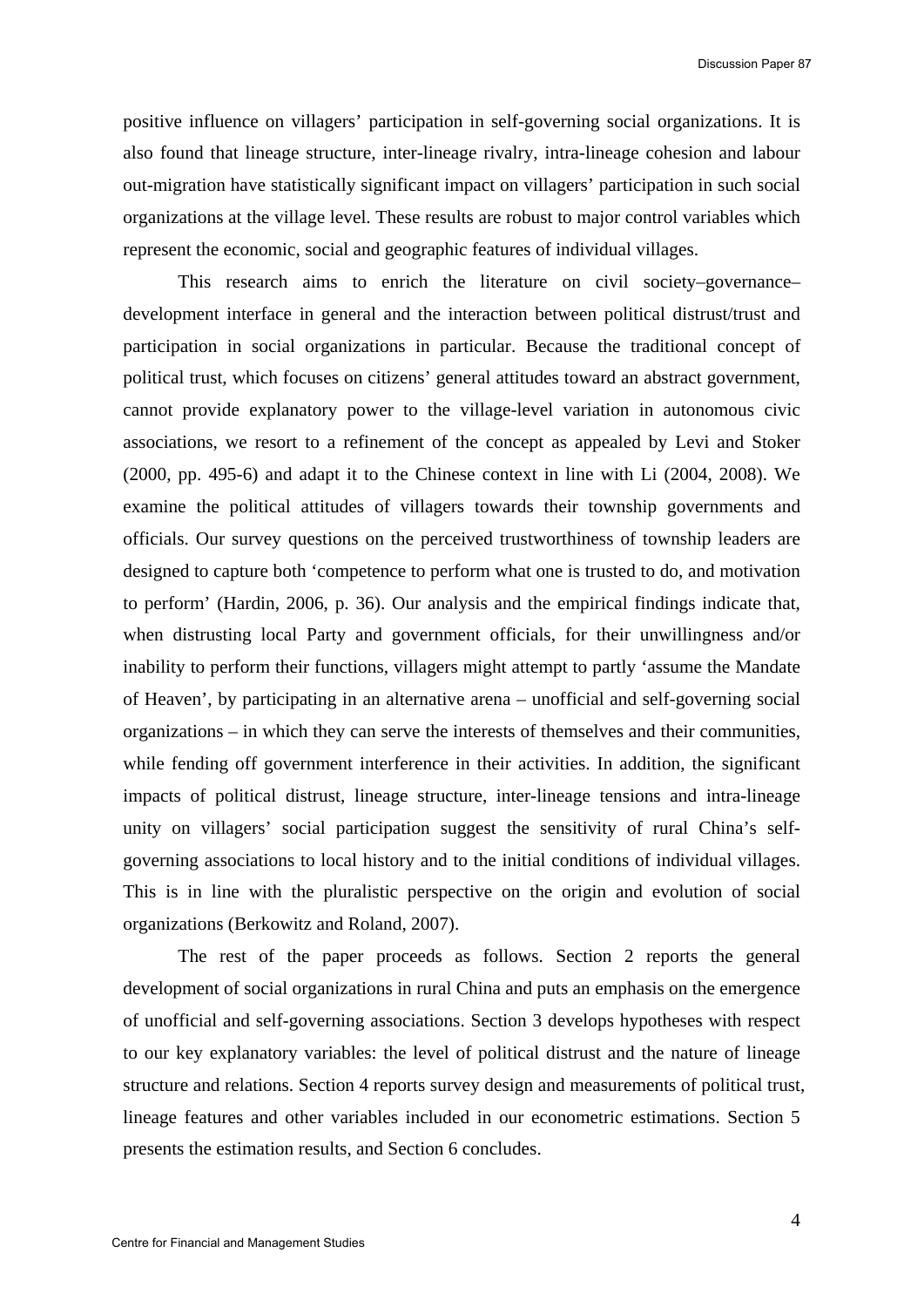positive influence on villagers' participation in self-governing social organizations. It is also found that lineage structure, inter-lineage rivalry, intra-lineage cohesion and labour out-migration have statistically significant impact on villagers' participation in such social organizations at the village level. These results are robust to major control variables which represent the economic, social and geographic features of individual villages.

This research aims to enrich the literature on civil society–governance–development interface in general and the interaction between political distrust/trust and participation in social organizations in particular. Because the traditional concept of political trust, which focuses on citizens' general attitudes toward an abstract government, cannot provide explanatory power to the village-level variation in autonomous civic associations, we resort to a refinement of the concept as appealed by Levi and Stoker (2000, pp. 495-6) and adapt it to the Chinese context in line with Li (2004, 2008). We examine the political attitudes of villagers towards their township governments and officials. Our survey questions on the perceived trustworthiness of township leaders are designed to capture both 'competence to perform what one is trusted to do, and motivation to perform' (Hardin, 2006, p. 36). Our analysis and the empirical findings indicate that, when distrusting local Party and government officials, for their unwillingness and/or inability to perform their functions, villagers might attempt to partly 'assume the Mandate of Heaven', by participating in an alternative arena – unofficial and self-governing social organizations – in which they can serve the interests of themselves and their communities, while fending off government interference in their activities. In addition, the significant impacts of political distrust, lineage structure, inter-lineage tensions and intra-lineage unity on villagers' social participation suggest the sensitivity of rural China's self-governing associations to local history and to the initial conditions of individual villages. This is in line with the pluralistic perspective on the origin and evolution of social organizations (Berkowitz and Roland, 2007).

The rest of the paper proceeds as follows. Section 2 reports the general development of social organizations in rural China and puts an emphasis on the emergence of unofficial and self-governing associations. Section 3 develops hypotheses with respect to our key explanatory variables: the level of political distrust and the nature of lineage structure and relations. Section 4 reports survey design and measurements of political trust, lineage features and other variables included in our econometric estimations. Section 5 presents the estimation results, and Section 6 concludes.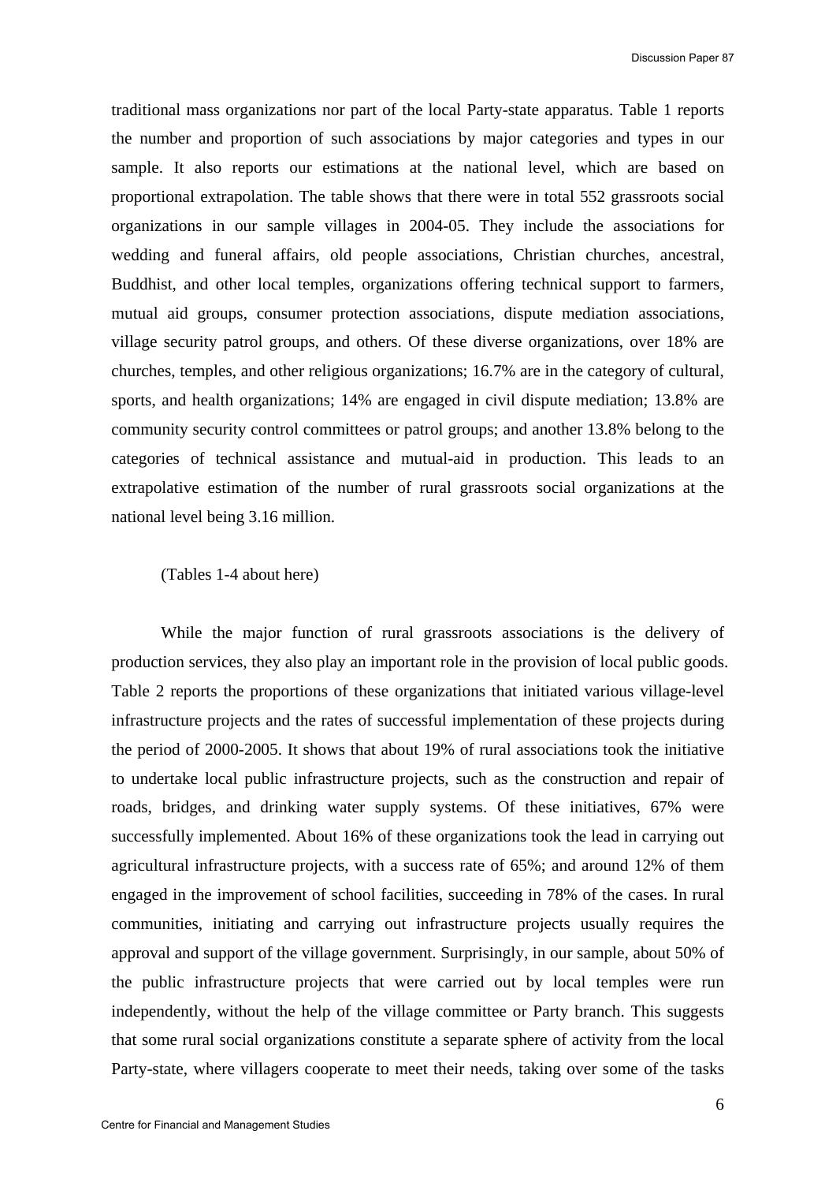traditional mass organizations nor part of the local Party-state apparatus. Table 1 reports the number and proportion of such associations by major categories and types in our sample. It also reports our estimations at the national level, which are based on proportional extrapolation. The table shows that there were in total 552 grassroots social organizations in our sample villages in 2004-05. They include the associations for wedding and funeral affairs, old people associations, Christian churches, ancestral, Buddhist, and other local temples, organizations offering technical support to farmers, mutual aid groups, consumer protection associations, dispute mediation associations, village security patrol groups, and others. Of these diverse organizations, over 18% are churches, temples, and other religious organizations; 16.7% are in the category of cultural, sports, and health organizations; 14% are engaged in civil dispute mediation; 13.8% are community security control committees or patrol groups; and another 13.8% belong to the categories of technical assistance and mutual-aid in production. This leads to an extrapolative estimation of the number of rural grassroots social organizations at the national level being 3.16 million.

(Tables 1-4 about here)

While the major function of rural grassroots associations is the delivery of production services, they also play an important role in the provision of local public goods. Table 2 reports the proportions of these organizations that initiated various village-level infrastructure projects and the rates of successful implementation of these projects during the period of 2000-2005. It shows that about 19% of rural associations took the initiative to undertake local public infrastructure projects, such as the construction and repair of roads, bridges, and drinking water supply systems. Of these initiatives, 67% were successfully implemented. About 16% of these organizations took the lead in carrying out agricultural infrastructure projects, with a success rate of 65%; and around 12% of them engaged in the improvement of school facilities, succeeding in 78% of the cases. In rural communities, initiating and carrying out infrastructure projects usually requires the approval and support of the village government. Surprisingly, in our sample, about 50% of the public infrastructure projects that were carried out by local temples were run independently, without the help of the village committee or Party branch. This suggests that some rural social organizations constitute a separate sphere of activity from the local Party-state, where villagers cooperate to meet their needs, taking over some of the tasks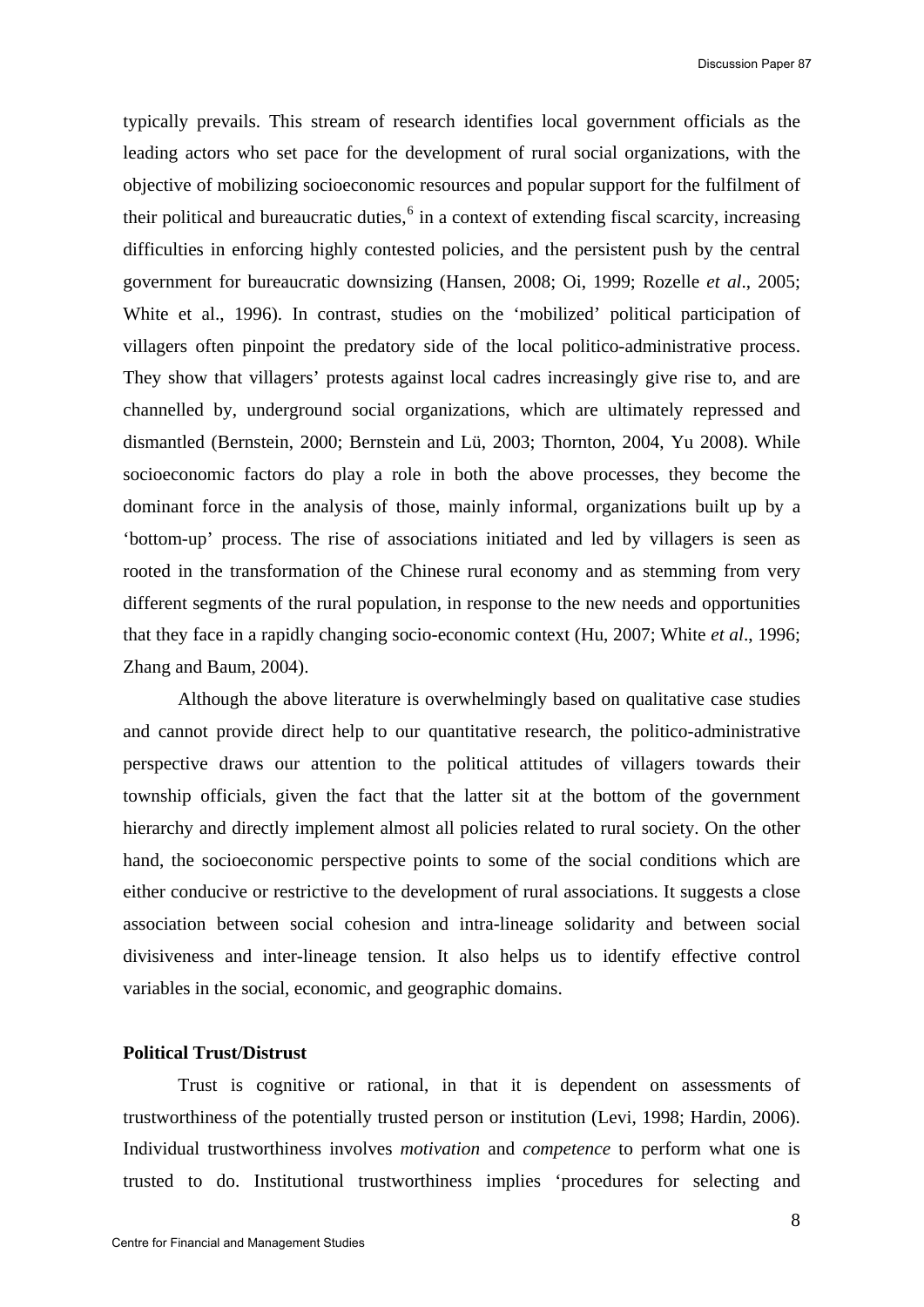typically prevails. This stream of research identifies local government officials as the leading actors who set pace for the development of rural social organizations, with the objective of mobilizing socioeconomic resources and popular support for the fulfilment of their political and bureaucratic duties,[6] in a context of extending fiscal scarcity, increasing difficulties in enforcing highly contested policies, and the persistent push by the central government for bureaucratic downsizing (Hansen, 2008; Oi, 1999; Rozelle *et al*., 2005; White et al., 1996). In contrast, studies on the 'mobilized' political participation of villagers often pinpoint the predatory side of the local politico-administrative process. They show that villagers' protests against local cadres increasingly give rise to, and are channelled by, underground social organizations, which are ultimately repressed and dismantled (Bernstein, 2000; Bernstein and Lü, 2003; Thornton, 2004, Yu 2008). While socioeconomic factors do play a role in both the above processes, they become the dominant force in the analysis of those, mainly informal, organizations built up by a 'bottom-up' process. The rise of associations initiated and led by villagers is seen as rooted in the transformation of the Chinese rural economy and as stemming from very different segments of the rural population, in response to the new needs and opportunities that they face in a rapidly changing socio-economic context (Hu, 2007; White *et al*., 1996; Zhang and Baum, 2004).

Although the above literature is overwhelmingly based on qualitative case studies and cannot provide direct help to our quantitative research, the politico-administrative perspective draws our attention to the political attitudes of villagers towards their township officials, given the fact that the latter sit at the bottom of the government hierarchy and directly implement almost all policies related to rural society. On the other hand, the socioeconomic perspective points to some of the social conditions which are either conducive or restrictive to the development of rural associations. It suggests a close association between social cohesion and intra-lineage solidarity and between social divisiveness and inter-lineage tension. It also helps us to identify effective control variables in the social, economic, and geographic domains.

### Political Trust/Distrust

Trust is cognitive or rational, in that it is dependent on assessments of trustworthiness of the potentially trusted person or institution (Levi, 1998; Hardin, 2006). Individual trustworthiness involves *motivation* and *competence* to perform what one is trusted to do. Institutional trustworthiness implies 'procedures for selecting and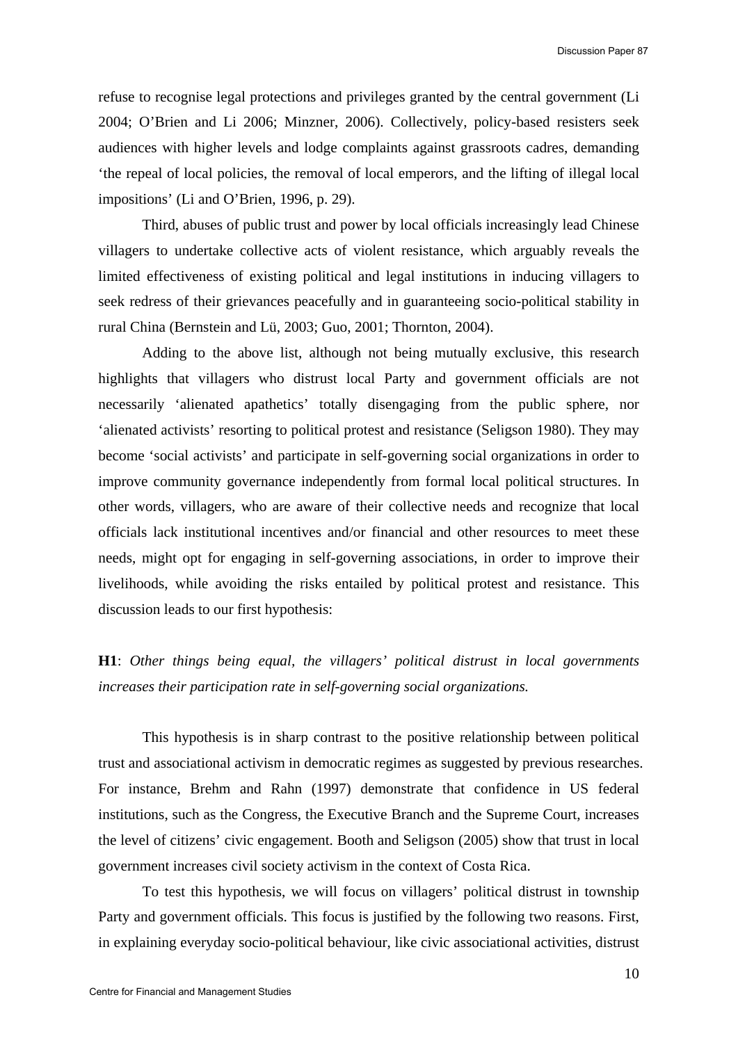refuse to recognise legal protections and privileges granted by the central government (Li 2004; O'Brien and Li 2006; Minzner, 2006). Collectively, policy-based resisters seek audiences with higher levels and lodge complaints against grassroots cadres, demanding 'the repeal of local policies, the removal of local emperors, and the lifting of illegal local impositions' (Li and O'Brien, 1996, p. 29).

Third, abuses of public trust and power by local officials increasingly lead Chinese villagers to undertake collective acts of violent resistance, which arguably reveals the limited effectiveness of existing political and legal institutions in inducing villagers to seek redress of their grievances peacefully and in guaranteeing socio-political stability in rural China (Bernstein and Lü, 2003; Guo, 2001; Thornton, 2004).

Adding to the above list, although not being mutually exclusive, this research highlights that villagers who distrust local Party and government officials are not necessarily 'alienated apathetics' totally disengaging from the public sphere, nor 'alienated activists' resorting to political protest and resistance (Seligson 1980). They may become 'social activists' and participate in self-governing social organizations in order to improve community governance independently from formal local political structures. In other words, villagers, who are aware of their collective needs and recognize that local officials lack institutional incentives and/or financial and other resources to meet these needs, might opt for engaging in self-governing associations, in order to improve their livelihoods, while avoiding the risks entailed by political protest and resistance. This discussion leads to our first hypothesis:

**H1**: *Other things being equal, the villagers' political distrust in local governments increases their participation rate in self-governing social organizations.*

This hypothesis is in sharp contrast to the positive relationship between political trust and associational activism in democratic regimes as suggested by previous researches. For instance, Brehm and Rahn (1997) demonstrate that confidence in US federal institutions, such as the Congress, the Executive Branch and the Supreme Court, increases the level of citizens' civic engagement. Booth and Seligson (2005) show that trust in local government increases civil society activism in the context of Costa Rica.

To test this hypothesis, we will focus on villagers' political distrust in township Party and government officials. This focus is justified by the following two reasons. First, in explaining everyday socio-political behaviour, like civic associational activities, distrust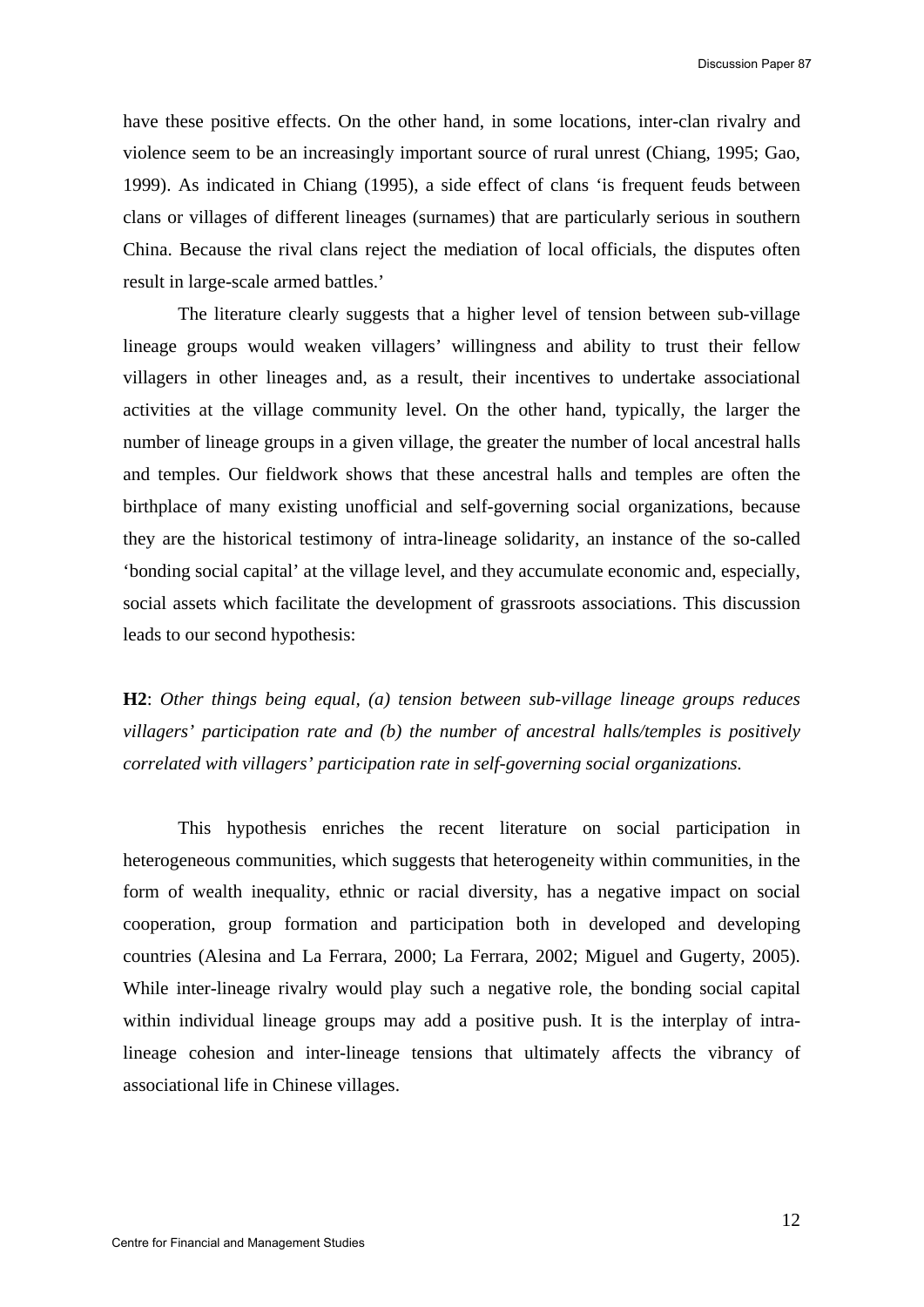have these positive effects. On the other hand, in some locations, inter-clan rivalry and violence seem to be an increasingly important source of rural unrest (Chiang, 1995; Gao, 1999). As indicated in Chiang (1995), a side effect of clans 'is frequent feuds between clans or villages of different lineages (surnames) that are particularly serious in southern China. Because the rival clans reject the mediation of local officials, the disputes often result in large-scale armed battles.'

The literature clearly suggests that a higher level of tension between sub-village lineage groups would weaken villagers' willingness and ability to trust their fellow villagers in other lineages and, as a result, their incentives to undertake associational activities at the village community level. On the other hand, typically, the larger the number of lineage groups in a given village, the greater the number of local ancestral halls and temples. Our fieldwork shows that these ancestral halls and temples are often the birthplace of many existing unofficial and self-governing social organizations, because they are the historical testimony of intra-lineage solidarity, an instance of the so-called 'bonding social capital' at the village level, and they accumulate economic and, especially, social assets which facilitate the development of grassroots associations. This discussion leads to our second hypothesis:

**H2**: *Other things being equal, (a) tension between sub-village lineage groups reduces villagers' participation rate and (b) the number of ancestral halls/temples is positively correlated with villagers' participation rate in self-governing social organizations.*

This hypothesis enriches the recent literature on social participation in heterogeneous communities, which suggests that heterogeneity within communities, in the form of wealth inequality, ethnic or racial diversity, has a negative impact on social cooperation, group formation and participation both in developed and developing countries (Alesina and La Ferrara, 2000; La Ferrara, 2002; Miguel and Gugerty, 2005). While inter-lineage rivalry would play such a negative role, the bonding social capital within individual lineage groups may add a positive push. It is the interplay of intra-lineage cohesion and inter-lineage tensions that ultimately affects the vibrancy of associational life in Chinese villages.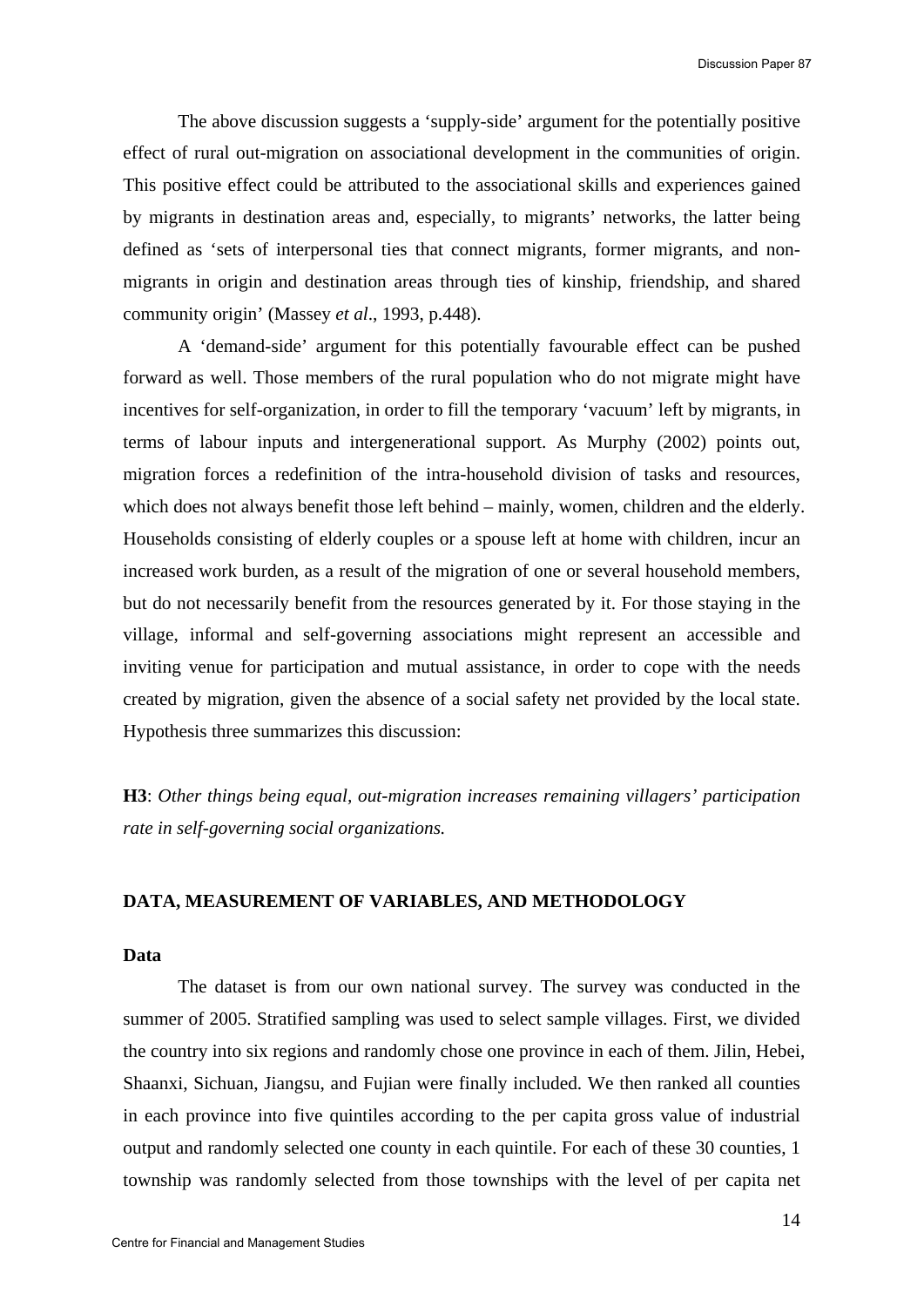The above discussion suggests a 'supply-side' argument for the potentially positive effect of rural out-migration on associational development in the communities of origin. This positive effect could be attributed to the associational skills and experiences gained by migrants in destination areas and, especially, to migrants' networks, the latter being defined as 'sets of interpersonal ties that connect migrants, former migrants, and non-migrants in origin and destination areas through ties of kinship, friendship, and shared community origin' (Massey *et al*., 1993, p.448).

A 'demand-side' argument for this potentially favourable effect can be pushed forward as well. Those members of the rural population who do not migrate might have incentives for self-organization, in order to fill the temporary 'vacuum' left by migrants, in terms of labour inputs and intergenerational support. As Murphy (2002) points out, migration forces a redefinition of the intra-household division of tasks and resources, which does not always benefit those left behind – mainly, women, children and the elderly. Households consisting of elderly couples or a spouse left at home with children, incur an increased work burden, as a result of the migration of one or several household members, but do not necessarily benefit from the resources generated by it. For those staying in the village, informal and self-governing associations might represent an accessible and inviting venue for participation and mutual assistance, in order to cope with the needs created by migration, given the absence of a social safety net provided by the local state. Hypothesis three summarizes this discussion:

**H3**: *Other things being equal, out-migration increases remaining villagers' participation rate in self-governing social organizations.*

## DATA, MEASUREMENT OF VARIABLES, AND METHODOLOGY

### Data

The dataset is from our own national survey. The survey was conducted in the summer of 2005. Stratified sampling was used to select sample villages. First, we divided the country into six regions and randomly chose one province in each of them. Jilin, Hebei, Shaanxi, Sichuan, Jiangsu, and Fujian were finally included. We then ranked all counties in each province into five quintiles according to the per capita gross value of industrial output and randomly selected one county in each quintile. For each of these 30 counties, 1 township was randomly selected from those townships with the level of per capita net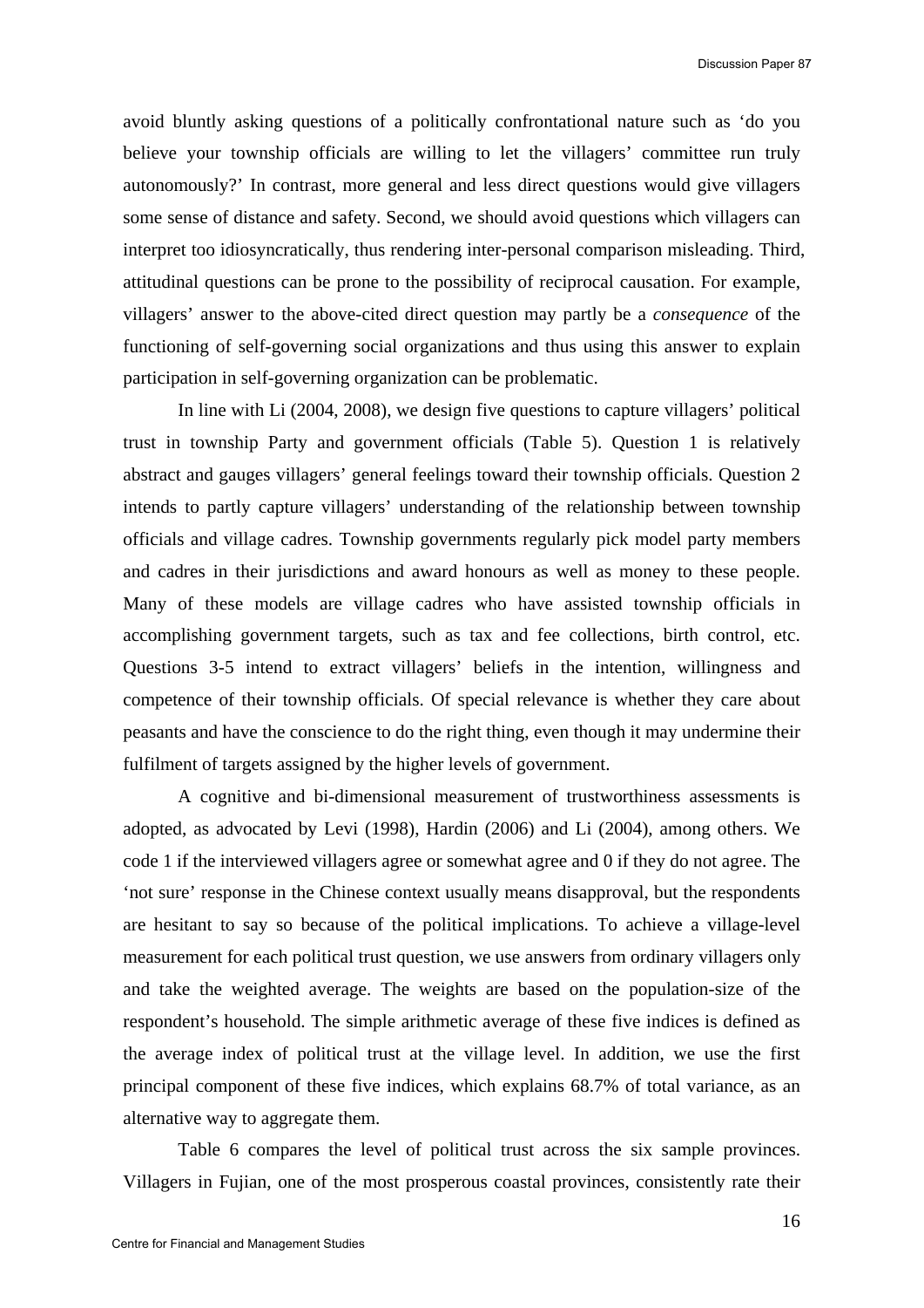avoid bluntly asking questions of a politically confrontational nature such as 'do you believe your township officials are willing to let the villagers' committee run truly autonomously?' In contrast, more general and less direct questions would give villagers some sense of distance and safety. Second, we should avoid questions which villagers can interpret too idiosyncratically, thus rendering inter-personal comparison misleading. Third, attitudinal questions can be prone to the possibility of reciprocal causation. For example, villagers' answer to the above-cited direct question may partly be a *consequence* of the functioning of self-governing social organizations and thus using this answer to explain participation in self-governing organization can be problematic.

In line with Li (2004, 2008), we design five questions to capture villagers' political trust in township Party and government officials (Table 5). Question 1 is relatively abstract and gauges villagers' general feelings toward their township officials. Question 2 intends to partly capture villagers' understanding of the relationship between township officials and village cadres. Township governments regularly pick model party members and cadres in their jurisdictions and award honours as well as money to these people. Many of these models are village cadres who have assisted township officials in accomplishing government targets, such as tax and fee collections, birth control, etc. Questions 3-5 intend to extract villagers' beliefs in the intention, willingness and competence of their township officials. Of special relevance is whether they care about peasants and have the conscience to do the right thing, even though it may undermine their fulfilment of targets assigned by the higher levels of government.

A cognitive and bi-dimensional measurement of trustworthiness assessments is adopted, as advocated by Levi (1998), Hardin (2006) and Li (2004), among others. We code 1 if the interviewed villagers agree or somewhat agree and 0 if they do not agree. The 'not sure' response in the Chinese context usually means disapproval, but the respondents are hesitant to say so because of the political implications. To achieve a village-level measurement for each political trust question, we use answers from ordinary villagers only and take the weighted average. The weights are based on the population-size of the respondent's household. The simple arithmetic average of these five indices is defined as the average index of political trust at the village level. In addition, we use the first principal component of these five indices, which explains 68.7% of total variance, as an alternative way to aggregate them.

Table 6 compares the level of political trust across the six sample provinces. Villagers in Fujian, one of the most prosperous coastal provinces, consistently rate their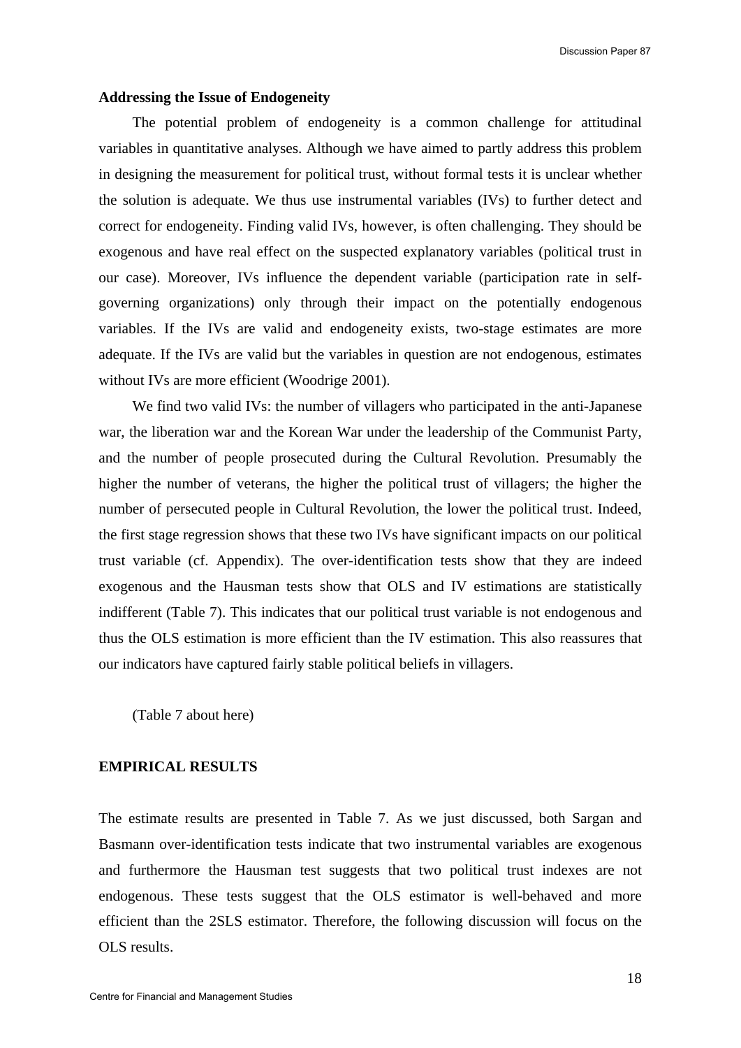**Addressing the Issue of Endogeneity**

The potential problem of endogeneity is a common challenge for attitudinal variables in quantitative analyses. Although we have aimed to partly address this problem in designing the measurement for political trust, without formal tests it is unclear whether the solution is adequate. We thus use instrumental variables (IVs) to further detect and correct for endogeneity. Finding valid IVs, however, is often challenging. They should be exogenous and have real effect on the suspected explanatory variables (political trust in our case). Moreover, IVs influence the dependent variable (participation rate in self-governing organizations) only through their impact on the potentially endogenous variables. If the IVs are valid and endogeneity exists, two-stage estimates are more adequate. If the IVs are valid but the variables in question are not endogenous, estimates without IVs are more efficient (Woodrige 2001).

We find two valid IVs: the number of villagers who participated in the anti-Japanese war, the liberation war and the Korean War under the leadership of the Communist Party, and the number of people prosecuted during the Cultural Revolution. Presumably the higher the number of veterans, the higher the political trust of villagers; the higher the number of persecuted people in Cultural Revolution, the lower the political trust. Indeed, the first stage regression shows that these two IVs have significant impacts on our political trust variable (cf. Appendix). The over-identification tests show that they are indeed exogenous and the Hausman tests show that OLS and IV estimations are statistically indifferent (Table 7). This indicates that our political trust variable is not endogenous and thus the OLS estimation is more efficient than the IV estimation. This also reassures that our indicators have captured fairly stable political beliefs in villagers.

(Table 7 about here)

## EMPIRICAL RESULTS

The estimate results are presented in Table 7. As we just discussed, both Sargan and Basmann over-identification tests indicate that two instrumental variables are exogenous and furthermore the Hausman test suggests that two political trust indexes are not endogenous. These tests suggest that the OLS estimator is well-behaved and more efficient than the 2SLS estimator. Therefore, the following discussion will focus on the OLS results.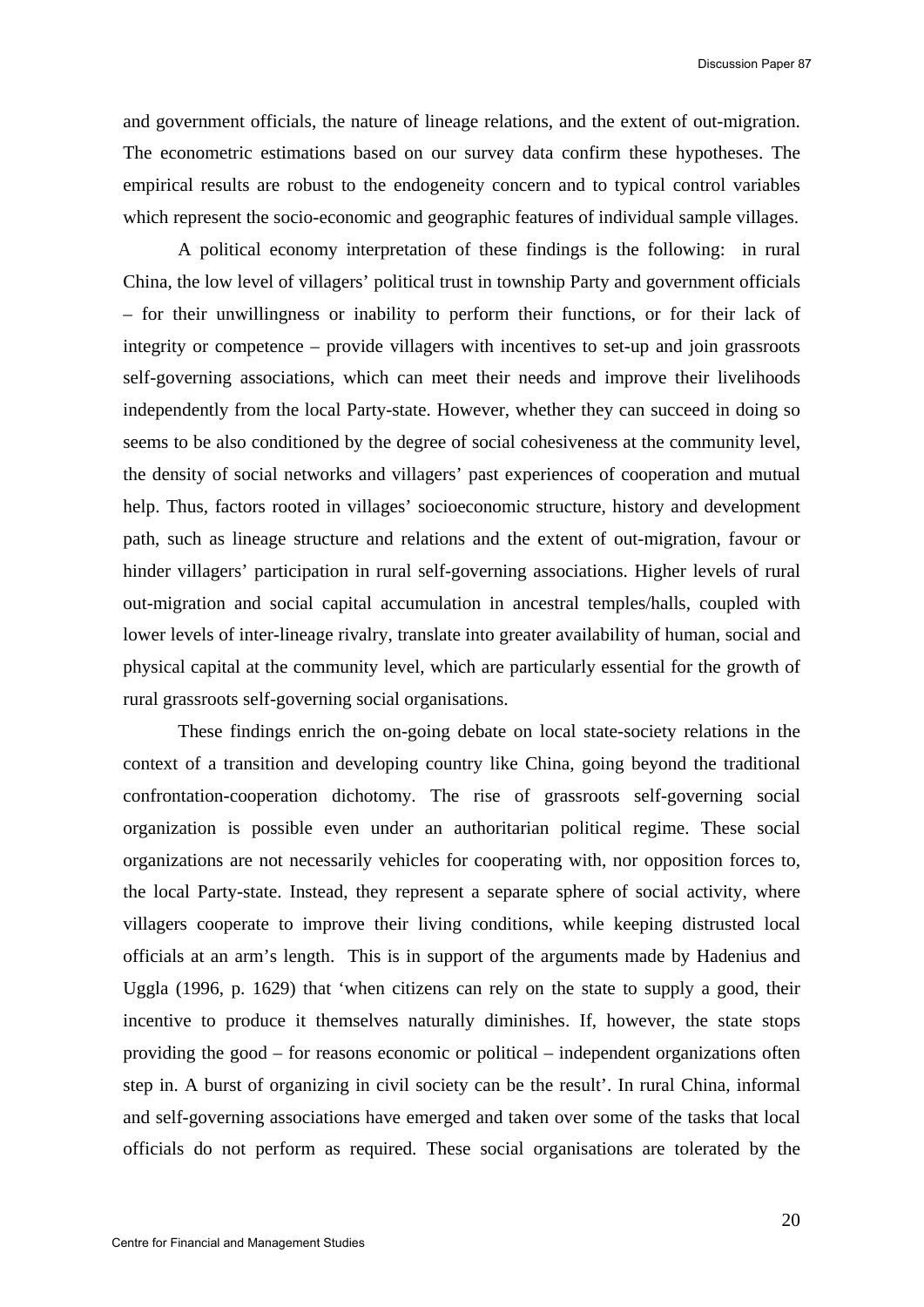and government officials, the nature of lineage relations, and the extent of out-migration. The econometric estimations based on our survey data confirm these hypotheses. The empirical results are robust to the endogeneity concern and to typical control variables which represent the socio-economic and geographic features of individual sample villages.

A political economy interpretation of these findings is the following: in rural China, the low level of villagers' political trust in township Party and government officials – for their unwillingness or inability to perform their functions, or for their lack of integrity or competence – provide villagers with incentives to set-up and join grassroots self-governing associations, which can meet their needs and improve their livelihoods independently from the local Party-state. However, whether they can succeed in doing so seems to be also conditioned by the degree of social cohesiveness at the community level, the density of social networks and villagers' past experiences of cooperation and mutual help. Thus, factors rooted in villages' socioeconomic structure, history and development path, such as lineage structure and relations and the extent of out-migration, favour or hinder villagers' participation in rural self-governing associations. Higher levels of rural out-migration and social capital accumulation in ancestral temples/halls, coupled with lower levels of inter-lineage rivalry, translate into greater availability of human, social and physical capital at the community level, which are particularly essential for the growth of rural grassroots self-governing social organisations.

These findings enrich the on-going debate on local state-society relations in the context of a transition and developing country like China, going beyond the traditional confrontation-cooperation dichotomy. The rise of grassroots self-governing social organization is possible even under an authoritarian political regime. These social organizations are not necessarily vehicles for cooperating with, nor opposition forces to, the local Party-state. Instead, they represent a separate sphere of social activity, where villagers cooperate to improve their living conditions, while keeping distrusted local officials at an arm's length. This is in support of the arguments made by Hadenius and Uggla (1996, p. 1629) that 'when citizens can rely on the state to supply a good, their incentive to produce it themselves naturally diminishes. If, however, the state stops providing the good – for reasons economic or political – independent organizations often step in. A burst of organizing in civil society can be the result'. In rural China, informal and self-governing associations have emerged and taken over some of the tasks that local officials do not perform as required. These social organisations are tolerated by the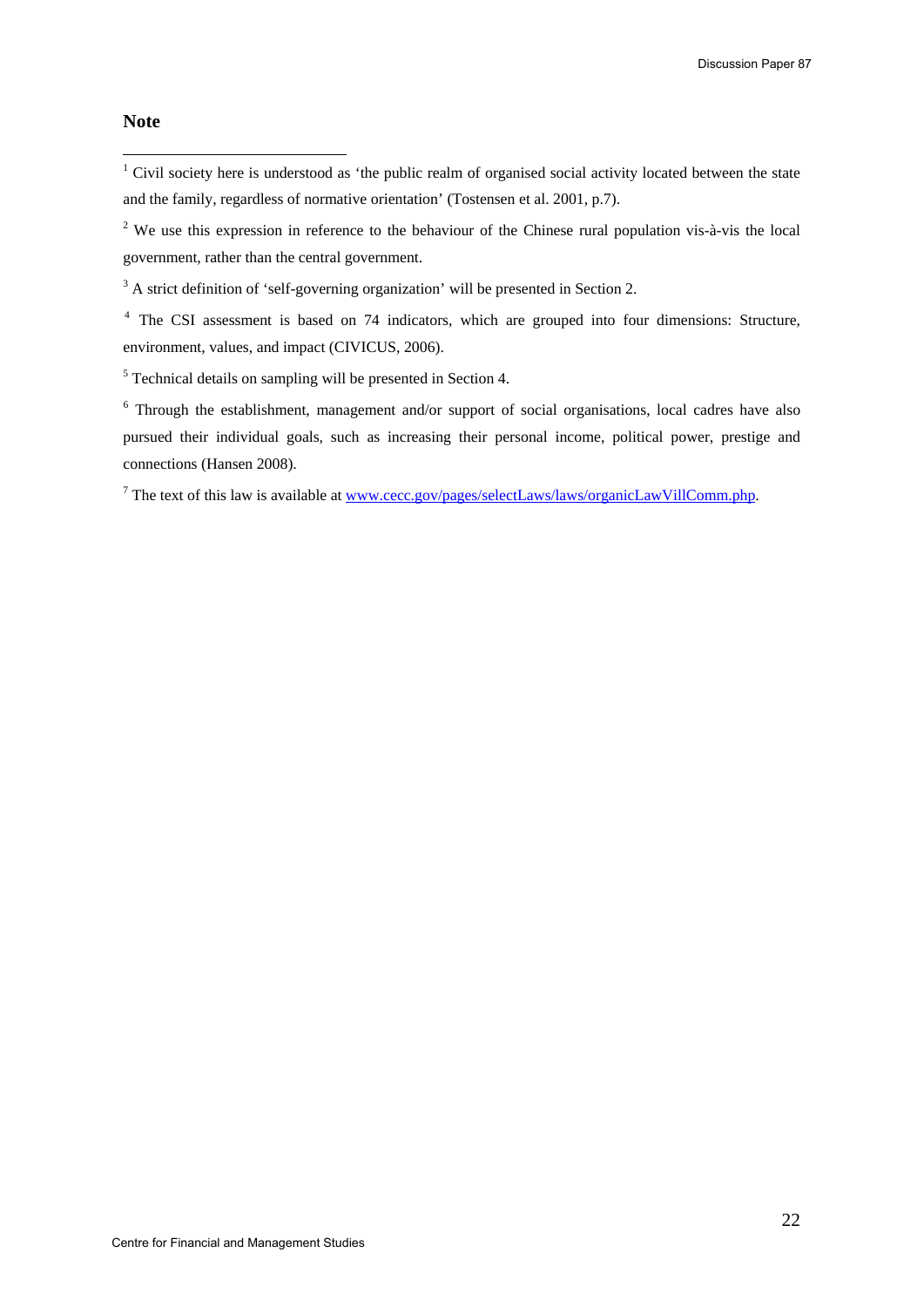## Note

[1] Civil society here is understood as 'the public realm of organised social activity located between the state and the family, regardless of normative orientation' (Tostensen et al. 2001, p.7).

[2] We use this expression in reference to the behaviour of the Chinese rural population vis-à-vis the local government, rather than the central government.

[3] A strict definition of 'self-governing organization' will be presented in Section 2.

[4] The CSI assessment is based on 74 indicators, which are grouped into four dimensions: Structure, environment, values, and impact (CIVICUS, 2006).

[5] Technical details on sampling will be presented in Section 4.

[6] Through the establishment, management and/or support of social organisations, local cadres have also pursued their individual goals, such as increasing their personal income, political power, prestige and connections (Hansen 2008).

[7] The text of this law is available at www.cecc.gov/pages/selectLaws/laws/organicLawVillComm.php.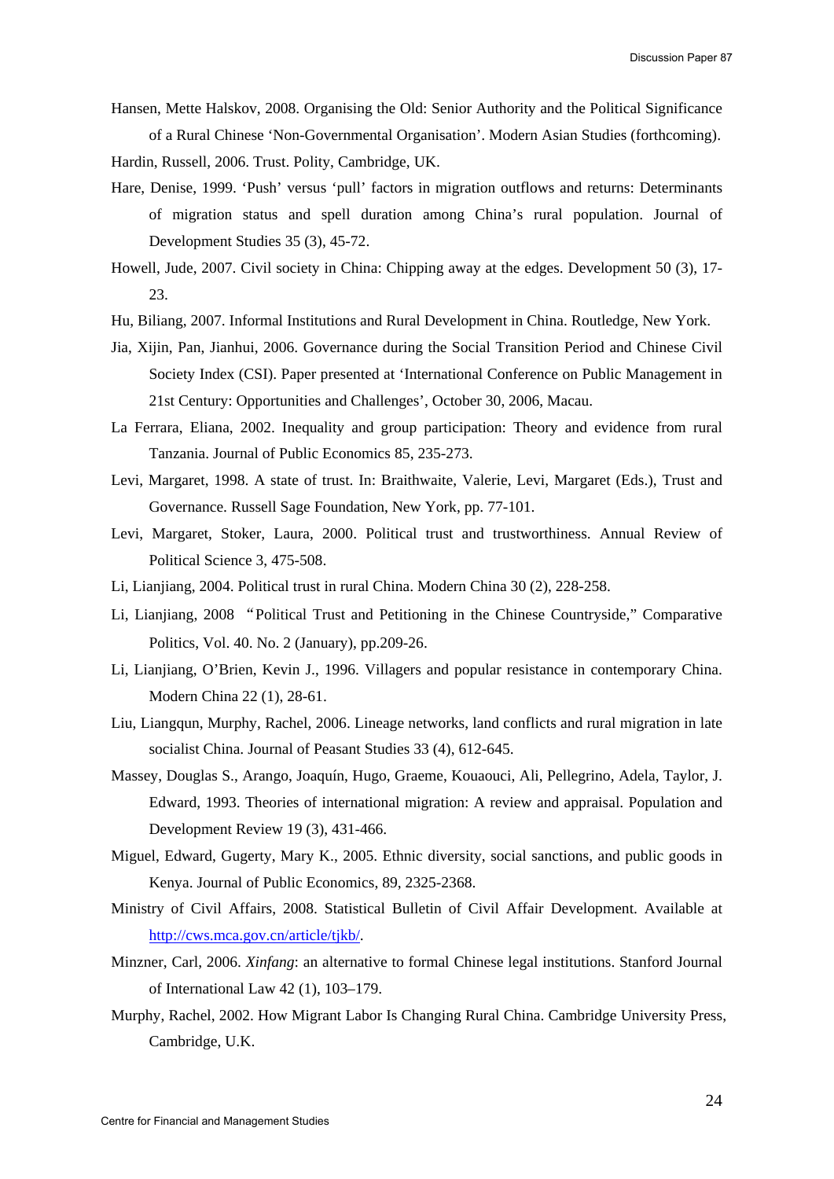Hansen, Mette Halskov, 2008. Organising the Old: Senior Authority and the Political Significance of a Rural Chinese 'Non-Governmental Organisation'. Modern Asian Studies (forthcoming).

Hardin, Russell, 2006. Trust. Polity, Cambridge, UK.

Hare, Denise, 1999. 'Push' versus 'pull' factors in migration outflows and returns: Determinants of migration status and spell duration among China's rural population. Journal of Development Studies 35 (3), 45-72.

Howell, Jude, 2007. Civil society in China: Chipping away at the edges. Development 50 (3), 17-23.

Hu, Biliang, 2007. Informal Institutions and Rural Development in China. Routledge, New York.

Jia, Xijin, Pan, Jianhui, 2006. Governance during the Social Transition Period and Chinese Civil Society Index (CSI). Paper presented at 'International Conference on Public Management in 21st Century: Opportunities and Challenges', October 30, 2006, Macau.

La Ferrara, Eliana, 2002. Inequality and group participation: Theory and evidence from rural Tanzania. Journal of Public Economics 85, 235-273.

Levi, Margaret, 1998. A state of trust. In: Braithwaite, Valerie, Levi, Margaret (Eds.), Trust and Governance. Russell Sage Foundation, New York, pp. 77-101.

Levi, Margaret, Stoker, Laura, 2000. Political trust and trustworthiness. Annual Review of Political Science 3, 475-508.

Li, Lianjiang, 2004. Political trust in rural China. Modern China 30 (2), 228-258.

Li, Lianjiang, 2008 "Political Trust and Petitioning in the Chinese Countryside," Comparative Politics, Vol. 40. No. 2 (January), pp.209-26.

Li, Lianjiang, O'Brien, Kevin J., 1996. Villagers and popular resistance in contemporary China. Modern China 22 (1), 28-61.

Liu, Liangqun, Murphy, Rachel, 2006. Lineage networks, land conflicts and rural migration in late socialist China. Journal of Peasant Studies 33 (4), 612-645.

Massey, Douglas S., Arango, Joaquín, Hugo, Graeme, Kouaouci, Ali, Pellegrino, Adela, Taylor, J. Edward, 1993. Theories of international migration: A review and appraisal. Population and Development Review 19 (3), 431-466.

Miguel, Edward, Gugerty, Mary K., 2005. Ethnic diversity, social sanctions, and public goods in Kenya. Journal of Public Economics, 89, 2325-2368.

Ministry of Civil Affairs, 2008. Statistical Bulletin of Civil Affair Development. Available at http://cws.mca.gov.cn/article/tjkb/.

Minzner, Carl, 2006. *Xinfang*: an alternative to formal Chinese legal institutions. Stanford Journal of International Law 42 (1), 103–179.

Murphy, Rachel, 2002. How Migrant Labor Is Changing Rural China. Cambridge University Press, Cambridge, U.K.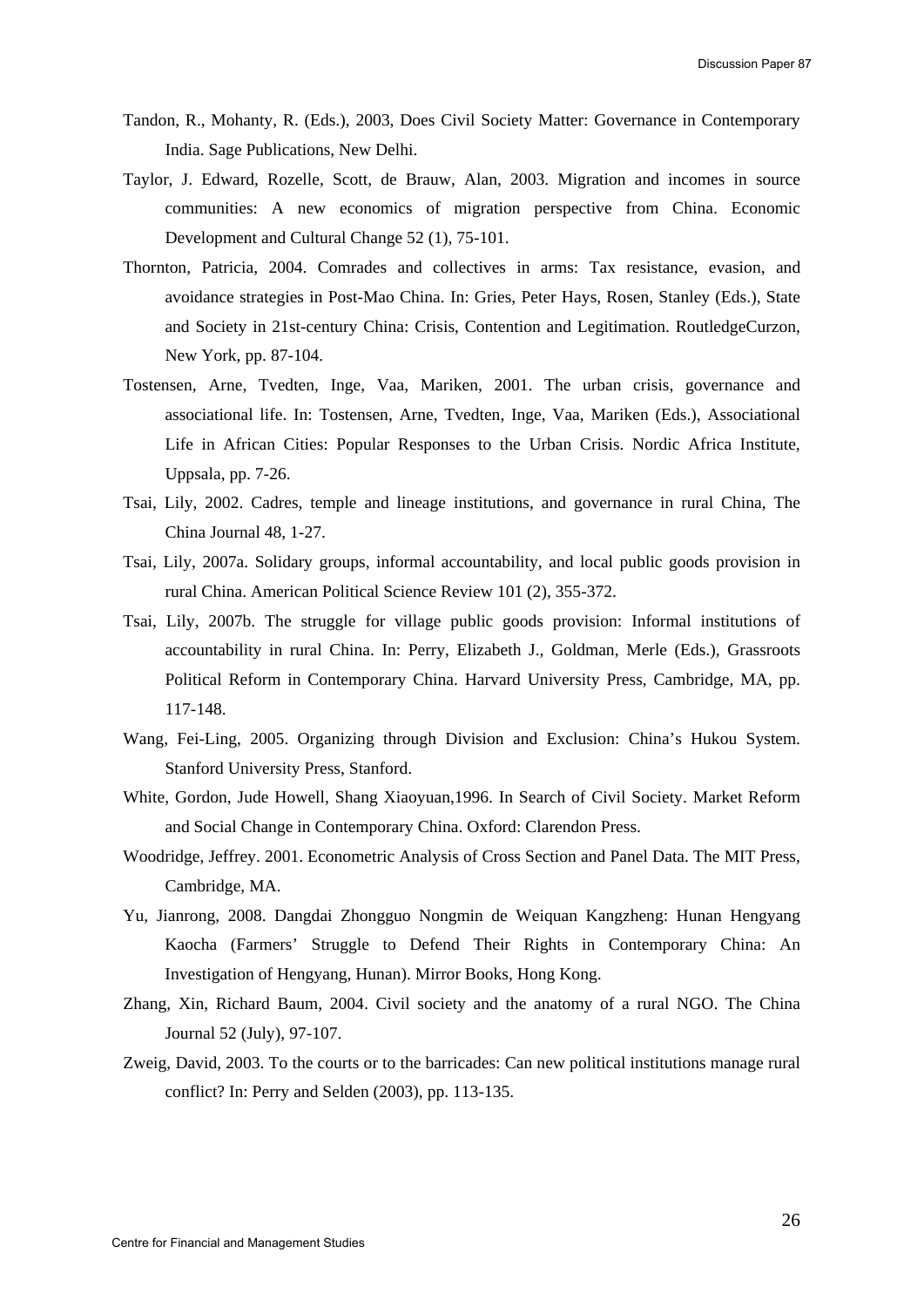Tandon, R., Mohanty, R. (Eds.), 2003, Does Civil Society Matter: Governance in Contemporary India. Sage Publications, New Delhi.

Taylor, J. Edward, Rozelle, Scott, de Brauw, Alan, 2003. Migration and incomes in source communities: A new economics of migration perspective from China. Economic Development and Cultural Change 52 (1), 75-101.

Thornton, Patricia, 2004. Comrades and collectives in arms: Tax resistance, evasion, and avoidance strategies in Post-Mao China. In: Gries, Peter Hays, Rosen, Stanley (Eds.), State and Society in 21st-century China: Crisis, Contention and Legitimation. RoutledgeCurzon, New York, pp. 87-104.

Tostensen, Arne, Tvedten, Inge, Vaa, Mariken, 2001. The urban crisis, governance and associational life. In: Tostensen, Arne, Tvedten, Inge, Vaa, Mariken (Eds.), Associational Life in African Cities: Popular Responses to the Urban Crisis. Nordic Africa Institute, Uppsala, pp. 7-26.

Tsai, Lily, 2002. Cadres, temple and lineage institutions, and governance in rural China, The China Journal 48, 1-27.

Tsai, Lily, 2007a. Solidary groups, informal accountability, and local public goods provision in rural China. American Political Science Review 101 (2), 355-372.

Tsai, Lily, 2007b. The struggle for village public goods provision: Informal institutions of accountability in rural China. In: Perry, Elizabeth J., Goldman, Merle (Eds.), Grassroots Political Reform in Contemporary China. Harvard University Press, Cambridge, MA, pp. 117-148.

Wang, Fei-Ling, 2005. Organizing through Division and Exclusion: China's Hukou System. Stanford University Press, Stanford.

White, Gordon, Jude Howell, Shang Xiaoyuan,1996. In Search of Civil Society. Market Reform and Social Change in Contemporary China. Oxford: Clarendon Press.

Woodridge, Jeffrey. 2001. Econometric Analysis of Cross Section and Panel Data. The MIT Press, Cambridge, MA.

Yu, Jianrong, 2008. Dangdai Zhongguo Nongmin de Weiquan Kangzheng: Hunan Hengyang Kaocha (Farmers' Struggle to Defend Their Rights in Contemporary China: An Investigation of Hengyang, Hunan). Mirror Books, Hong Kong.

Zhang, Xin, Richard Baum, 2004. Civil society and the anatomy of a rural NGO. The China Journal 52 (July), 97-107.

Zweig, David, 2003. To the courts or to the barricades: Can new political institutions manage rural conflict? In: Perry and Selden (2003), pp. 113-135.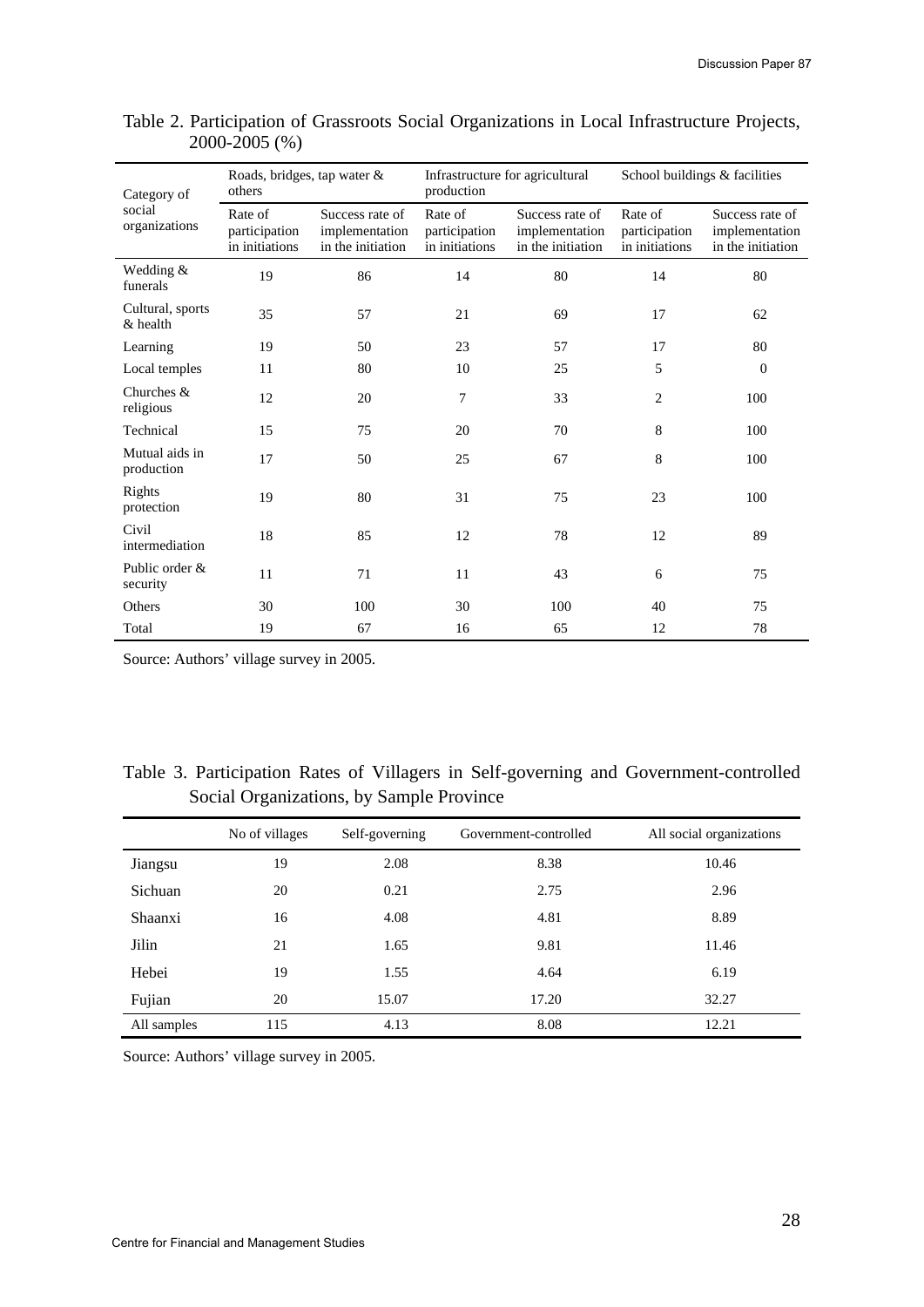Table 2. Participation of Grassroots Social Organizations in Local Infrastructure Projects, 2000-2005 (%)

| Category of social organizations | Roads, bridges, tap water & others | | Infrastructure for agricultural production | | School buildings & facilities | |
|---|---|---|---|---|---|---|
| | Rate of participation in initiations | Success rate of implementation in the initiation | Rate of participation in initiations | Success rate of implementation in the initiation | Rate of participation in initiations | Success rate of implementation in the initiation |
| Wedding & funerals | 19 | 86 | 14 | 80 | 14 | 80 |
| Cultural, sports & health | 35 | 57 | 21 | 69 | 17 | 62 |
| Learning | 19 | 50 | 23 | 57 | 17 | 80 |
| Local temples | 11 | 80 | 10 | 25 | 5 | 0 |
| Churches & religious | 12 | 20 | 7 | 33 | 2 | 100 |
| Technical | 15 | 75 | 20 | 70 | 8 | 100 |
| Mutual aids in production | 17 | 50 | 25 | 67 | 8 | 100 |
| Rights protection | 19 | 80 | 31 | 75 | 23 | 100 |
| Civil intermediation | 18 | 85 | 12 | 78 | 12 | 89 |
| Public order & security | 11 | 71 | 11 | 43 | 6 | 75 |
| Others | 30 | 100 | 30 | 100 | 40 | 75 |
| Total | 19 | 67 | 16 | 65 | 12 | 78 |

Source: Authors' village survey in 2005.

Table 3. Participation Rates of Villagers in Self-governing and Government-controlled Social Organizations, by Sample Province

| | No of villages | Self-governing | Government-controlled | All social organizations |
|---|---|---|---|---|
| Jiangsu | 19 | 2.08 | 8.38 | 10.46 |
| Sichuan | 20 | 0.21 | 2.75 | 2.96 |
| Shaanxi | 16 | 4.08 | 4.81 | 8.89 |
| Jilin | 21 | 1.65 | 9.81 | 11.46 |
| Hebei | 19 | 1.55 | 4.64 | 6.19 |
| Fujian | 20 | 15.07 | 17.20 | 32.27 |
| All samples | 115 | 4.13 | 8.08 | 12.21 |

Source: Authors' village survey in 2005.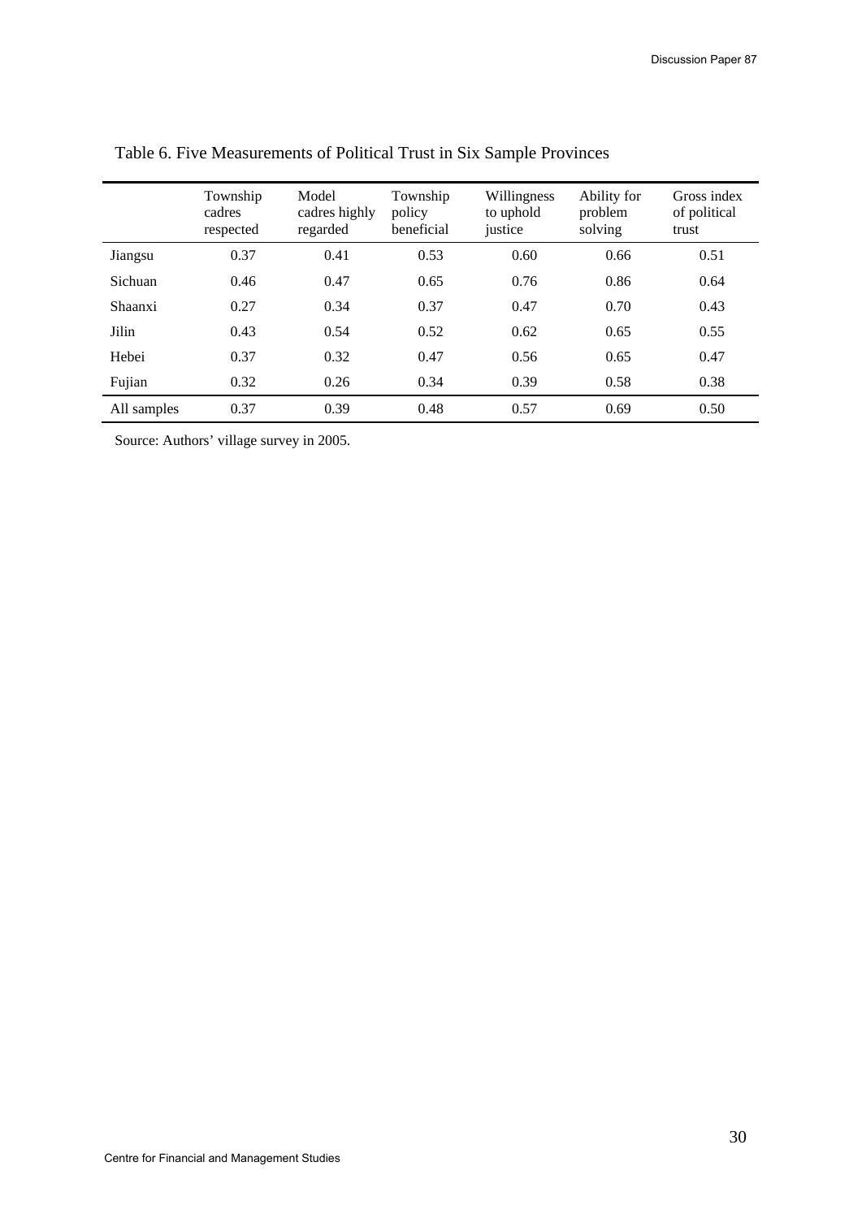Table 6. Five Measurements of Political Trust in Six Sample Provinces

| | Township cadres respected | Model cadres highly regarded | Township policy beneficial | Willingness to uphold justice | Ability for problem solving | Gross index of political trust |
|---|---|---|---|---|---|---|
| Jiangsu | 0.37 | 0.41 | 0.53 | 0.60 | 0.66 | 0.51 |
| Sichuan | 0.46 | 0.47 | 0.65 | 0.76 | 0.86 | 0.64 |
| Shaanxi | 0.27 | 0.34 | 0.37 | 0.47 | 0.70 | 0.43 |
| Jilin | 0.43 | 0.54 | 0.52 | 0.62 | 0.65 | 0.55 |
| Hebei | 0.37 | 0.32 | 0.47 | 0.56 | 0.65 | 0.47 |
| Fujian | 0.32 | 0.26 | 0.34 | 0.39 | 0.58 | 0.38 |
| All samples | 0.37 | 0.39 | 0.48 | 0.57 | 0.69 | 0.50 |

Source: Authors' village survey in 2005.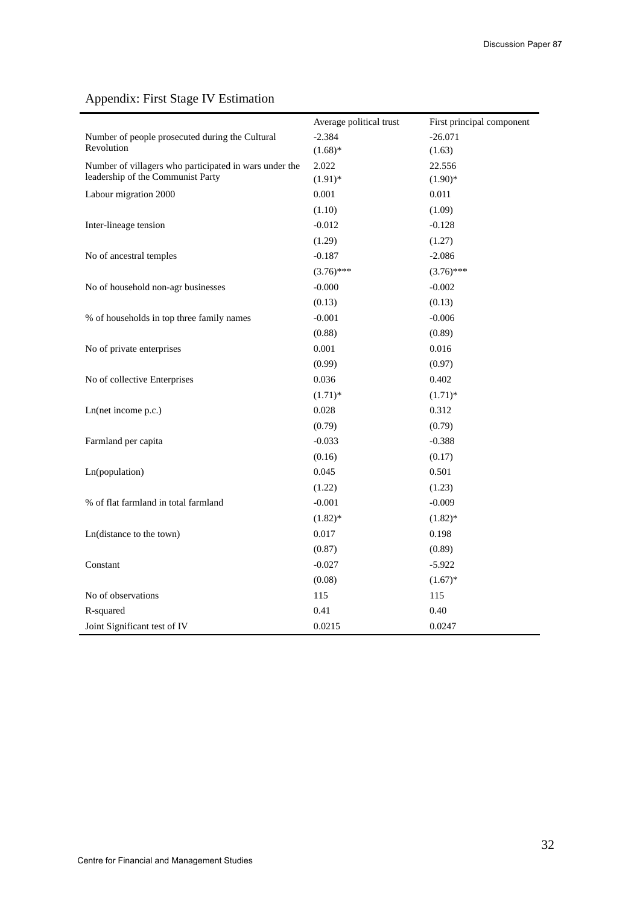## Appendix: First Stage IV Estimation

| | Average political trust | First principal component |
|---|---|---|
| Number of people prosecuted during the Cultural Revolution | -2.384 | -26.071 |
| | (1.68)* | (1.63) |
| Number of villagers who participated in wars under the leadership of the Communist Party | 2.022 | 22.556 |
| | (1.91)* | (1.90)* |
| Labour migration 2000 | 0.001 | 0.011 |
| | (1.10) | (1.09) |
| Inter-lineage tension | -0.012 | -0.128 |
| | (1.29) | (1.27) |
| No of ancestral temples | -0.187 | -2.086 |
| | (3.76)*** | (3.76)*** |
| No of household non-agr businesses | -0.000 | -0.002 |
| | (0.13) | (0.13) |
| % of households in top three family names | -0.001 | -0.006 |
| | (0.88) | (0.89) |
| No of private enterprises | 0.001 | 0.016 |
| | (0.99) | (0.97) |
| No of collective Enterprises | 0.036 | 0.402 |
| | (1.71)* | (1.71)* |
| Ln(net income p.c.) | 0.028 | 0.312 |
| | (0.79) | (0.79) |
| Farmland per capita | -0.033 | -0.388 |
| | (0.16) | (0.17) |
| Ln(population) | 0.045 | 0.501 |
| | (1.22) | (1.23) |
| % of flat farmland in total farmland | -0.001 | -0.009 |
| | (1.82)* | (1.82)* |
| Ln(distance to the town) | 0.017 | 0.198 |
| | (0.87) | (0.89) |
| Constant | -0.027 | -5.922 |
| | (0.08) | (1.67)* |
| No of observations | 115 | 115 |
| R-squared | 0.41 | 0.40 |
| Joint Significant test of IV | 0.0215 | 0.0247 |